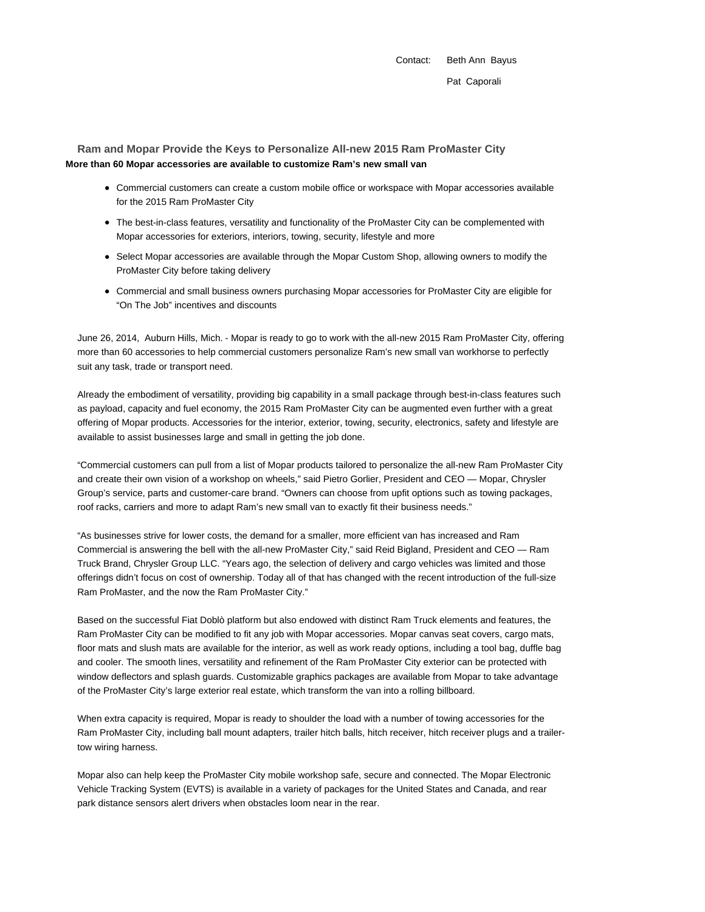Contact: Beth Ann Bayus

Pat Caporali

## Ram and Mopar Provide the Keys to Personalize All-new 2015 Ram ProMaster City

**More than 60 Mopar accessories are available to customize Ram's new small van**

- Commercial customers can create a custom mobile office or workspace with Mopar accessories available for the 2015 Ram ProMaster City
- The best-in-class features, versatility and functionality of the ProMaster City can be complemented with Mopar accessories for exteriors, interiors, towing, security, lifestyle and more
- Select Mopar accessories are available through the Mopar Custom Shop, allowing owners to modify the ProMaster City before taking delivery
- Commercial and small business owners purchasing Mopar accessories for ProMaster City are eligible for "On The Job" incentives and discounts

June 26, 2014, Auburn Hills, Mich. - Mopar is ready to go to work with the all-new 2015 Ram ProMaster City, offering more than 60 accessories to help commercial customers personalize Ram's new small van workhorse to perfectly suit any task, trade or transport need.

Already the embodiment of versatility, providing big capability in a small package through best-in-class features such as payload, capacity and fuel economy, the 2015 Ram ProMaster City can be augmented even further with a great offering of Mopar products. Accessories for the interior, exterior, towing, security, electronics, safety and lifestyle are available to assist businesses large and small in getting the job done.

"Commercial customers can pull from a list of Mopar products tailored to personalize the all-new Ram ProMaster City and create their own vision of a workshop on wheels," said Pietro Gorlier, President and CEO — Mopar, Chrysler Group's service, parts and customer-care brand. "Owners can choose from upfit options such as towing packages, roof racks, carriers and more to adapt Ram's new small van to exactly fit their business needs."

"As businesses strive for lower costs, the demand for a smaller, more efficient van has increased and Ram Commercial is answering the bell with the all-new ProMaster City," said Reid Bigland, President and CEO — Ram Truck Brand, Chrysler Group LLC. "Years ago, the selection of delivery and cargo vehicles was limited and those offerings didn't focus on cost of ownership. Today all of that has changed with the recent introduction of the full-size Ram ProMaster, and the now the Ram ProMaster City."

Based on the successful Fiat Doblò platform but also endowed with distinct Ram Truck elements and features, the Ram ProMaster City can be modified to fit any job with Mopar accessories. Mopar canvas seat covers, cargo mats, floor mats and slush mats are available for the interior, as well as work ready options, including a tool bag, duffle bag and cooler. The smooth lines, versatility and refinement of the Ram ProMaster City exterior can be protected with window deflectors and splash guards. Customizable graphics packages are available from Mopar to take advantage of the ProMaster City's large exterior real estate, which transform the van into a rolling billboard.

When extra capacity is required, Mopar is ready to shoulder the load with a number of towing accessories for the Ram ProMaster City, including ball mount adapters, trailer hitch balls, hitch receiver, hitch receiver plugs and a trailer-tow wiring harness.

Mopar also can help keep the ProMaster City mobile workshop safe, secure and connected. The Mopar Electronic Vehicle Tracking System (EVTS) is available in a variety of packages for the United States and Canada, and rear park distance sensors alert drivers when obstacles loom near in the rear.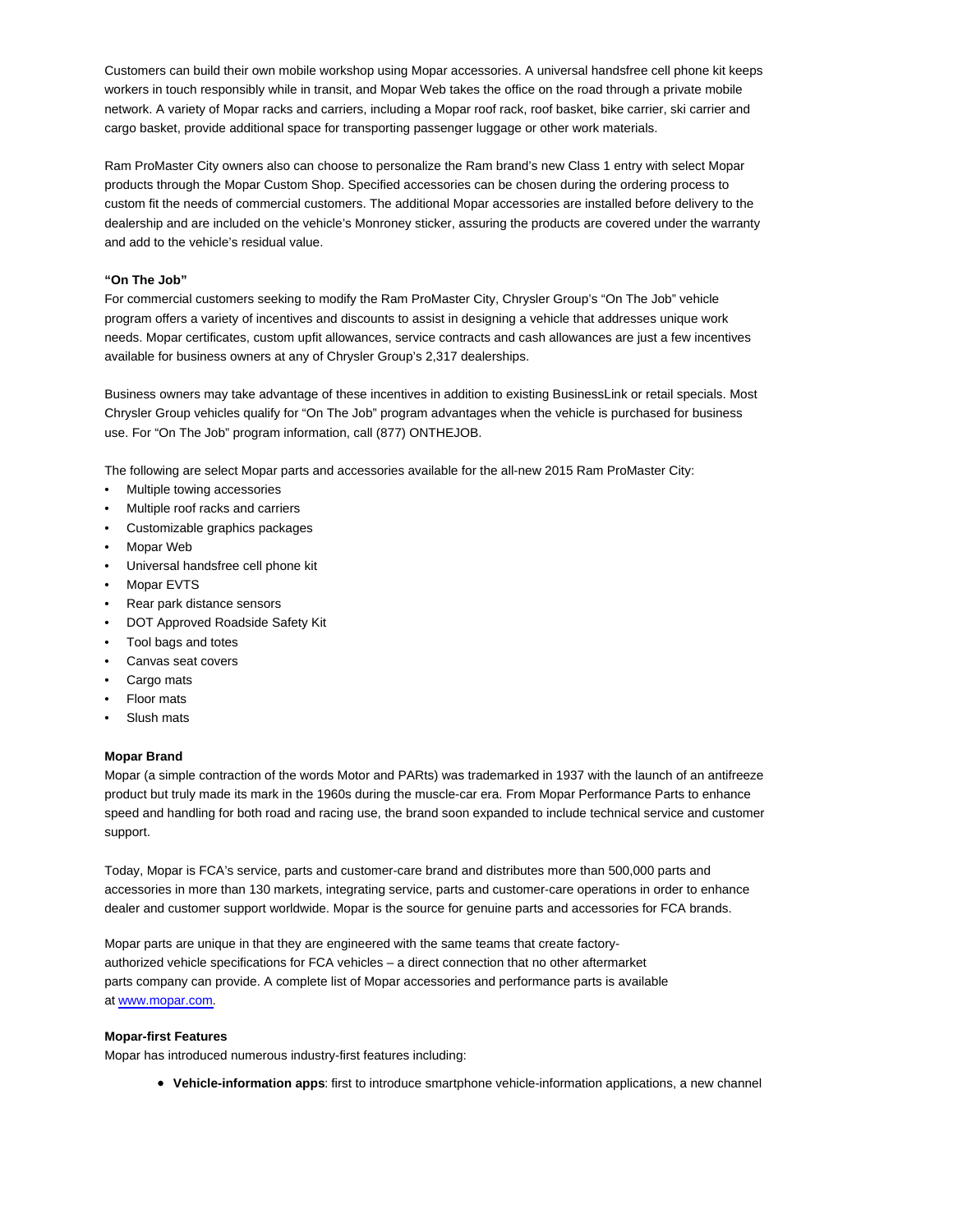Customers can build their own mobile workshop using Mopar accessories. A universal handsfree cell phone kit keeps workers in touch responsibly while in transit, and Mopar Web takes the office on the road through a private mobile network. A variety of Mopar racks and carriers, including a Mopar roof rack, roof basket, bike carrier, ski carrier and cargo basket, provide additional space for transporting passenger luggage or other work materials.

Ram ProMaster City owners also can choose to personalize the Ram brand's new Class 1 entry with select Mopar products through the Mopar Custom Shop. Specified accessories can be chosen during the ordering process to custom fit the needs of commercial customers. The additional Mopar accessories are installed before delivery to the dealership and are included on the vehicle's Monroney sticker, assuring the products are covered under the warranty and add to the vehicle's residual value.

**"On The Job"**

For commercial customers seeking to modify the Ram ProMaster City, Chrysler Group's "On The Job" vehicle program offers a variety of incentives and discounts to assist in designing a vehicle that addresses unique work needs. Mopar certificates, custom upfit allowances, service contracts and cash allowances are just a few incentives available for business owners at any of Chrysler Group's 2,317 dealerships.

Business owners may take advantage of these incentives in addition to existing BusinessLink or retail specials. Most Chrysler Group vehicles qualify for "On The Job" program advantages when the vehicle is purchased for business use. For "On The Job" program information, call (877) ONTHEJOB.

The following are select Mopar parts and accessories available for the all-new 2015 Ram ProMaster City:

- Multiple towing accessories
- Multiple roof racks and carriers
- Customizable graphics packages
- Mopar Web
- Universal handsfree cell phone kit
- Mopar EVTS
- Rear park distance sensors
- DOT Approved Roadside Safety Kit
- Tool bags and totes
- Canvas seat covers
- Cargo mats
- Floor mats
- Slush mats

**Mopar Brand**

Mopar (a simple contraction of the words Motor and PARts) was trademarked in 1937 with the launch of an antifreeze product but truly made its mark in the 1960s during the muscle-car era. From Mopar Performance Parts to enhance speed and handling for both road and racing use, the brand soon expanded to include technical service and customer support.

Today, Mopar is FCA's service, parts and customer-care brand and distributes more than 500,000 parts and accessories in more than 130 markets, integrating service, parts and customer-care operations in order to enhance dealer and customer support worldwide. Mopar is the source for genuine parts and accessories for FCA brands.

Mopar parts are unique in that they are engineered with the same teams that create factory-authorized vehicle specifications for FCA vehicles – a direct connection that no other aftermarket parts company can provide. A complete list of Mopar accessories and performance parts is available at [www.mopar.com](http://www.mopar.com).

**Mopar-first Features**

Mopar has introduced numerous industry-first features including:

- **Vehicle-information apps**: first to introduce smartphone vehicle-information applications, a new channel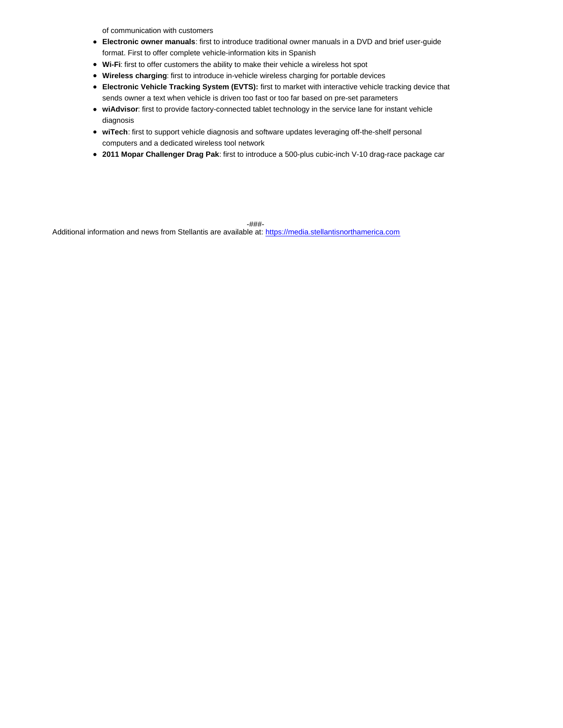of communication with customers

- **Electronic owner manuals**: first to introduce traditional owner manuals in a DVD and brief user-guide format. First to offer complete vehicle-information kits in Spanish
- **Wi-Fi**: first to offer customers the ability to make their vehicle a wireless hot spot
- **Wireless charging**: first to introduce in-vehicle wireless charging for portable devices
- **Electronic Vehicle Tracking System (EVTS):** first to market with interactive vehicle tracking device that sends owner a text when vehicle is driven too fast or too far based on pre-set parameters
- **wiAdvisor**: first to provide factory-connected tablet technology in the service lane for instant vehicle diagnosis
- **wiTech**: first to support vehicle diagnosis and software updates leveraging off-the-shelf personal computers and a dedicated wireless tool network
- **2011 Mopar Challenger Drag Pak**: first to introduce a 500-plus cubic-inch V-10 drag-race package car

-###-

Additional information and news from Stellantis are available at: https://media.stellantisnorthamerica.com